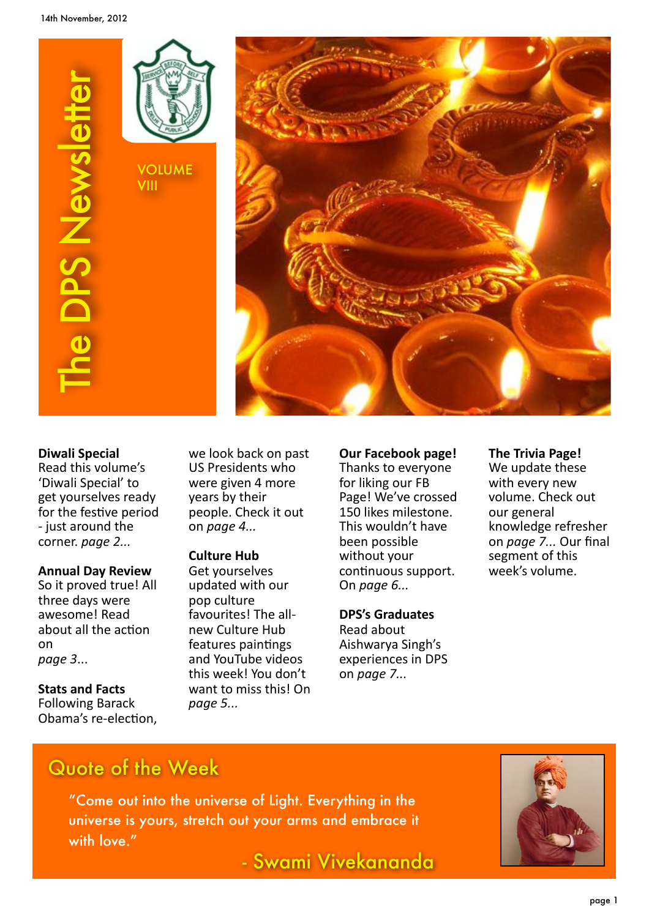14th November, 2012

# The DPS Newsletter

VOLUME VIII

**Diwali Special**
Read this volume's 'Diwali Special' to get yourselves ready for the festive period - just around the corner. *page 2...*

**Annual Day Review**
So it proved true! All three days were awesome! Read about all the action on *page 3*...

**Stats and Facts**
Following Barack Obama's re-election, we look back on past US Presidents who were given 4 more years by their people. Check it out on *page 4...*

**Culture Hub**
Get yourselves updated with our pop culture favourites! The all-new Culture Hub features paintings and YouTube videos this week! You don't want to miss this! On *page 5...*

**Our Facebook page!**
Thanks to everyone for liking our FB Page! We've crossed 150 likes milestone. This wouldn't have been possible without your continuous support. On *page 6...*

**DPS's Graduates**
Read about Aishwarya Singh's experiences in DPS on *page 7...*

**The Trivia Page!**
We update these with every new volume. Check out our general knowledge refresher on *page 7...* Our final segment of this week's volume.

## Quote of the Week

"Come out into the universe of Light. Everything in the universe is yours, stretch out your arms and embrace it with love."

- Swami Vivekananda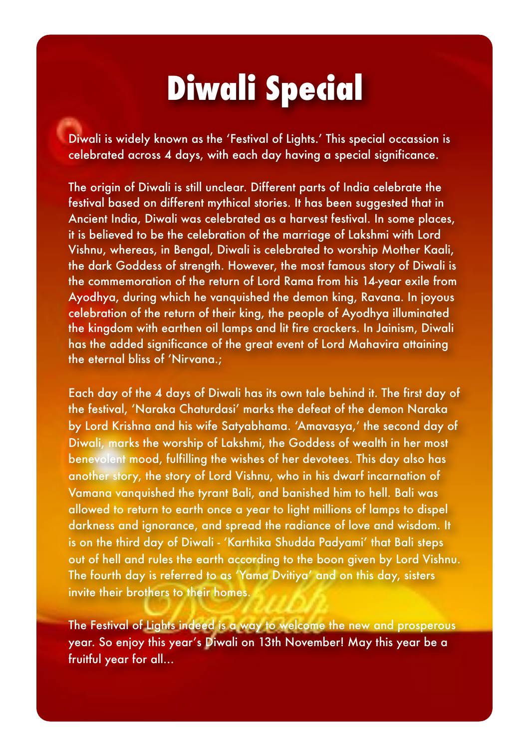# Diwali Special

Diwali is widely known as the 'Festival of Lights.' This special occassion is celebrated across 4 days, with each day having a special significance.

The origin of Diwali is still unclear. Different parts of India celebrate the festival based on different mythical stories. It has been suggested that in Ancient India, Diwali was celebrated as a harvest festival. In some places, it is believed to be the celebration of the marriage of Lakshmi with Lord Vishnu, whereas, in Bengal, Diwali is celebrated to worship Mother Kaali, the dark Goddess of strength. However, the most famous story of Diwali is the commemoration of the return of Lord Rama from his 14-year exile from Ayodhya, during which he vanquished the demon king, Ravana. In joyous celebration of the return of their king, the people of Ayodhya illuminated the kingdom with earthen oil lamps and lit fire crackers. In Jainism, Diwali has the added significance of the great event of Lord Mahavira attaining the eternal bliss of 'Nirvana.;

Each day of the 4 days of Diwali has its own tale behind it. The first day of the festival, 'Naraka Chaturdasi' marks the defeat of the demon Naraka by Lord Krishna and his wife Satyabhama. 'Amavasya,' the second day of Diwali, marks the worship of Lakshmi, the Goddess of wealth in her most benevolent mood, fulfilling the wishes of her devotees. This day also has another story, the story of Lord Vishnu, who in his dwarf incarnation of Vamana vanquished the tyrant Bali, and banished him to hell. Bali was allowed to return to earth once a year to light millions of lamps to dispel darkness and ignorance, and spread the radiance of love and wisdom. It is on the third day of Diwali - 'Karthika Shudda Padyami' that Bali steps out of hell and rules the earth according to the boon given by Lord Vishnu. The fourth day is referred to as 'Yama Dvitiya' and on this day, sisters invite their brothers to their homes.

The Festival of Lights indeed is a way to welcome the new and prosperous year. So enjoy this year's Diwali on 13th November! May this year be a fruitful year for all...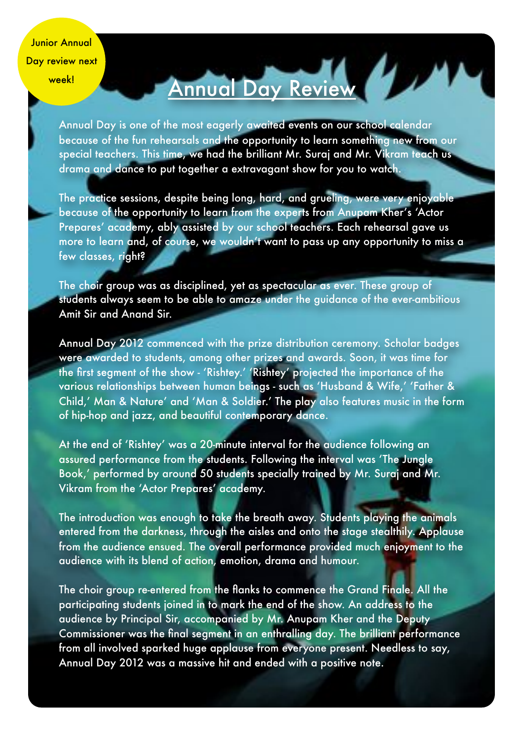Junior Annual Day review next week!

# Annual Day Review

Annual Day is one of the most eagerly awaited events on our school calendar because of the fun rehearsals and the opportunity to learn something new from our special teachers. This time, we had the brilliant Mr. Suraj and Mr. Vikram teach us drama and dance to put together a extravagant show for you to watch.

The practice sessions, despite being long, hard, and grueling, were very enjoyable because of the opportunity to learn from the experts from Anupam Kher's 'Actor Prepares' academy, ably assisted by our school teachers. Each rehearsal gave us more to learn and, of course, we wouldn't want to pass up any opportunity to miss a few classes, right?

The choir group was as disciplined, yet as spectacular as ever. These group of students always seem to be able to amaze under the guidance of the ever-ambitious Amit Sir and Anand Sir.

Annual Day 2012 commenced with the prize distribution ceremony. Scholar badges were awarded to students, among other prizes and awards. Soon, it was time for the first segment of the show - 'Rishtey.' 'Rishtey' projected the importance of the various relationships between human beings - such as 'Husband & Wife,' 'Father & Child,' Man & Nature' and 'Man & Soldier.' The play also features music in the form of hip-hop and jazz, and beautiful contemporary dance.

At the end of 'Rishtey' was a 20-minute interval for the audience following an assured performance from the students. Following the interval was 'The Jungle Book,' performed by around 50 students specially trained by Mr. Suraj and Mr. Vikram from the 'Actor Prepares' academy.

The introduction was enough to take the breath away. Students playing the animals entered from the darkness, through the aisles and onto the stage stealthily. Applause from the audience ensued. The overall performance provided much enjoyment to the audience with its blend of action, emotion, drama and humour.

The choir group re-entered from the flanks to commence the Grand Finale. All the participating students joined in to mark the end of the show. An address to the audience by Principal Sir, accompanied by Mr. Anupam Kher and the Deputy Commissioner was the final segment in an enthralling day. The brilliant performance from all involved sparked huge applause from everyone present. Needless to say, Annual Day 2012 was a massive hit and ended with a positive note.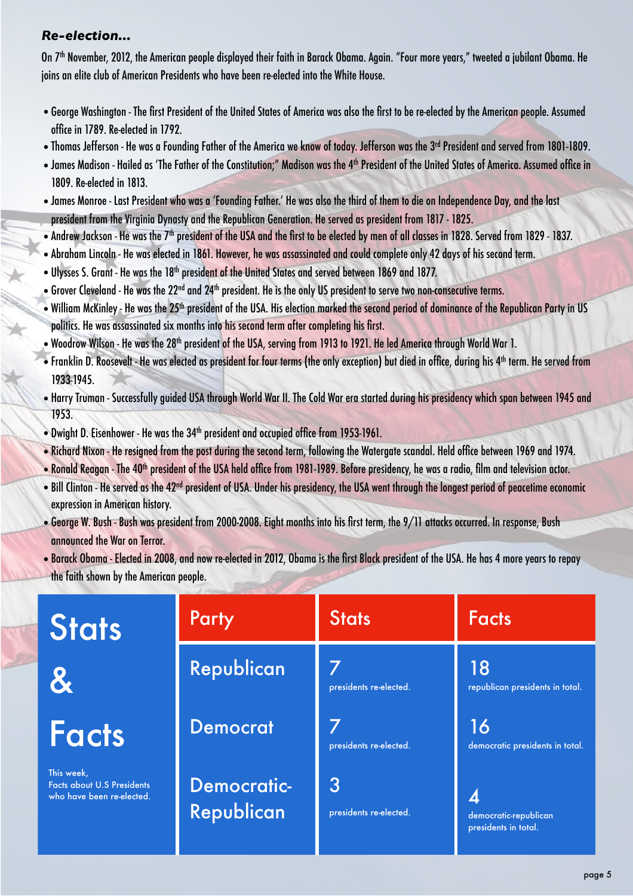### *Re-election...*

On 7th November, 2012, the American people displayed their faith in Barack Obama. Again. "Four more years," tweeted a jubilant Obama. He joins an elite club of American Presidents who have been re-elected into the White House.

- George Washington - The first President of the United States of America was also the first to be re-elected by the American people. Assumed office in 1789. Re-elected in 1792.
- Thomas Jefferson - He was a Founding Father of the America we know of today. Jefferson was the 3rd President and served from 1801-1809.
- James Madison - Hailed as 'The Father of the Constitution;" Madison was the 4th President of the United States of America. Assumed office in 1809. Re-elected in 1813.
- James Monroe - Last President who was a 'Founding Father.' He was also the third of them to die on Independence Day, and the last president from the Virginia Dynasty and the Republican Generation. He served as president from 1817 - 1825.
- Andrew Jackson - He was the 7th president of the USA and the first to be elected by men of all classes in 1828. Served from 1829 - 1837.
- Abraham Lincoln - He was elected in 1861. However, he was assassinated and could complete only 42 days of his second term.
- Ulysses S. Grant - He was the 18th president of the United States and served between 1869 and 1877.
- Grover Cleveland - He was the 22nd and 24th president. He is the only US president to serve two non-consecutive terms.
- William McKinley - He was the 25th president of the USA. His election marked the second period of dominance of the Republican Party in US politics. He was assassinated six months into his second term after completing his first.
- Woodrow Wilson - He was the 28th president of the USA, serving from 1913 to 1921. He led America through World War 1.
- Franklin D. Roosevelt - He was elected as president for four terms (the only exception) but died in office, during his 4th term. He served from 1933-1945.
- Harry Truman - Successfully guided USA through World War II. The Cold War era started during his presidency which span between 1945 and 1953.
- Dwight D. Eisenhower - He was the 34th president and occupied office from 1953-1961.
- Richard Nixon - He resigned from the post during the second term, following the Watergate scandal. Held office between 1969 and 1974.
- Ronald Reagan - The 40th president of the USA held office from 1981-1989. Before presidency, he was a radio, film and television actor.
- Bill Clinton - He served as the 42nd president of USA. Under his presidency, the USA went through the longest period of peacetime economic expression in American history.
- George W. Bush - Bush was president from 2000-2008. Eight months into his first term, the 9/11 attacks occurred. In response, Bush announced the War on Terror.
- Barack Obama - Elected in 2008, and now re-elected in 2012, Obama is the first Black president of the USA. He has 4 more years to repay the faith shown by the American people.

## Stats & Facts

This week, Facts about U.S Presidents who have been re-elected.

| Party | Stats | Facts |
|---|---|---|
| Republican | 7 presidents re-elected. | 18 republican presidents in total. |
| Democrat | 7 presidents re-elected. | 16 democratic presidents in total. |
| Democratic-Republican | 3 presidents re-elected. | 4 democratic-republican presidents in total. |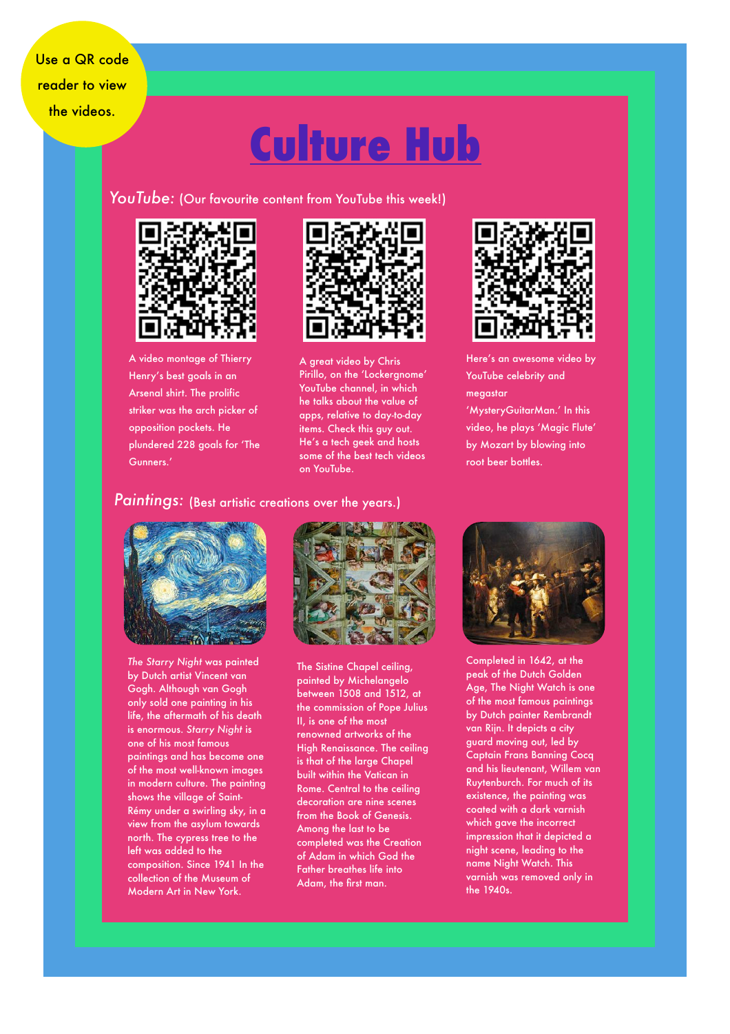Use a QR code reader to view the videos.

# Culture Hub

## *YouTube:* (Our favourite content from YouTube this week!)

A video montage of Thierry Henry's best goals in an Arsenal shirt. The prolific striker was the arch picker of opposition pockets. He plundered 228 goals for 'The Gunners.'

A great video by Chris Pirillo, on the 'Lockergnome' YouTube channel, in which he talks about the value of apps, relative to day-to-day items. Check this guy out. He's a tech geek and hosts some of the best tech videos on YouTube.

Here's an awesome video by YouTube celebrity and megastar 'MysteryGuitarMan.' In this video, he plays 'Magic Flute' by Mozart by blowing into root beer bottles.

## *Paintings:* (Best artistic creations over the years.)

*The Starry Night* was painted by Dutch artist Vincent van Gogh. Although van Gogh only sold one painting in his life, the aftermath of his death is enormous. *Starry Night* is one of his most famous paintings and has become one of the most well-known images in modern culture. The painting shows the village of Saint-Rémy under a swirling sky, in a view from the asylum towards north. The cypress tree to the left was added to the composition. Since 1941 In the collection of the Museum of Modern Art in New York.

The Sistine Chapel ceiling, painted by Michelangelo between 1508 and 1512, at the commission of Pope Julius II, is one of the most renowned artworks of the High Renaissance. The ceiling is that of the large Chapel built within the Vatican in Rome. Central to the ceiling decoration are nine scenes from the Book of Genesis. Among the last to be completed was the Creation of Adam in which God the Father breathes life into Adam, the first man.

Completed in 1642, at the peak of the Dutch Golden Age, The Night Watch is one of the most famous paintings by Dutch painter Rembrandt van Rijn. It depicts a city guard moving out, led by Captain Frans Banning Cocq and his lieutenant, Willem van Ruytenburch. For much of its existence, the painting was coated with a dark varnish which gave the incorrect impression that it depicted a night scene, leading to the name Night Watch. This varnish was removed only in the 1940s.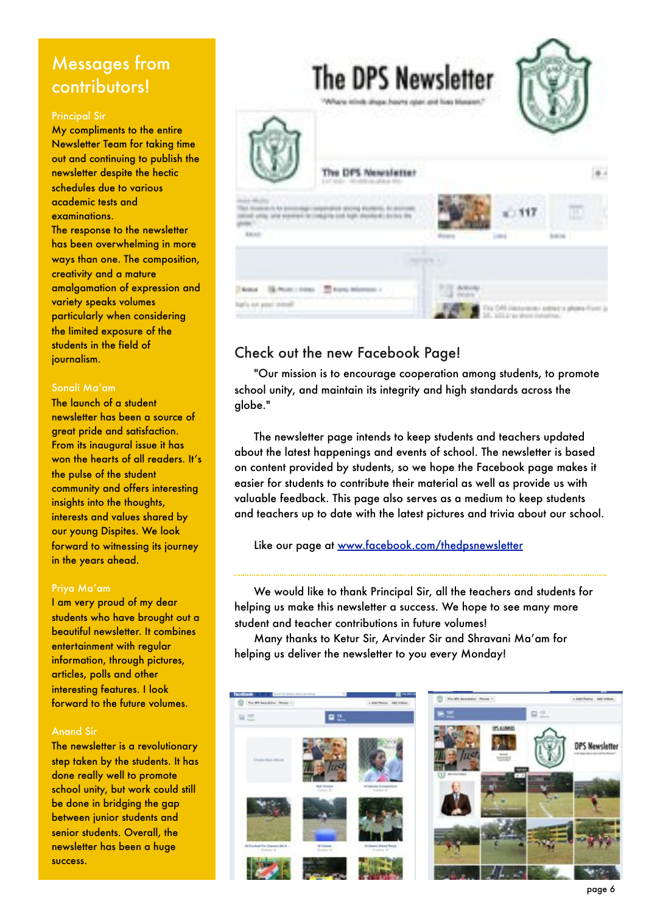## Messages from contributors!

### Principal Sir

My compliments to the entire Newsletter Team for taking time out and continuing to publish the newsletter despite the hectic schedules due to various academic tests and examinations.

The response to the newsletter has been overwhelming in more ways than one. The composition, creativity and a mature amalgamation of expression and variety speaks volumes particularly when considering the limited exposure of the students in the field of journalism.

### Sonali Ma'am

The launch of a student newsletter has been a source of great pride and satisfaction. From its inaugural issue it has won the hearts of all readers. It's the pulse of the student community and offers interesting insights into the thoughts, interests and values shared by our young Dispites. We look forward to witnessing its journey in the years ahead.

### Priya Ma'am

I am very proud of my dear students who have brought out a beautiful newsletter. It combines entertainment with regular information, through pictures, articles, polls and other interesting features. I look forward to the future volumes.

### Anand Sir

The newsletter is a revolutionary step taken by the students. It has done really well to promote school unity, but work could still be done in bridging the gap between junior students and senior students. Overall, the newsletter has been a huge success.

## Check out the new Facebook Page!

"Our mission is to encourage cooperation among students, to promote school unity, and maintain its integrity and high standards across the globe."

The newsletter page intends to keep students and teachers updated about the latest happenings and events of school. The newsletter is based on content provided by students, so we hope the Facebook page makes it easier for students to contribute their material as well as provide us with valuable feedback. This page also serves as a medium to keep students and teachers up to date with the latest pictures and trivia about our school.

Like our page at [www.facebook.com/thedpsnewsletter](www.facebook.com/thedpsnewsletter)

---

We would like to thank Principal Sir, all the teachers and students for helping us make this newsletter a success. We hope to see many more student and teacher contributions in future volumes!

Many thanks to Ketur Sir, Arvinder Sir and Shravani Ma'am for helping us deliver the newsletter to you every Monday!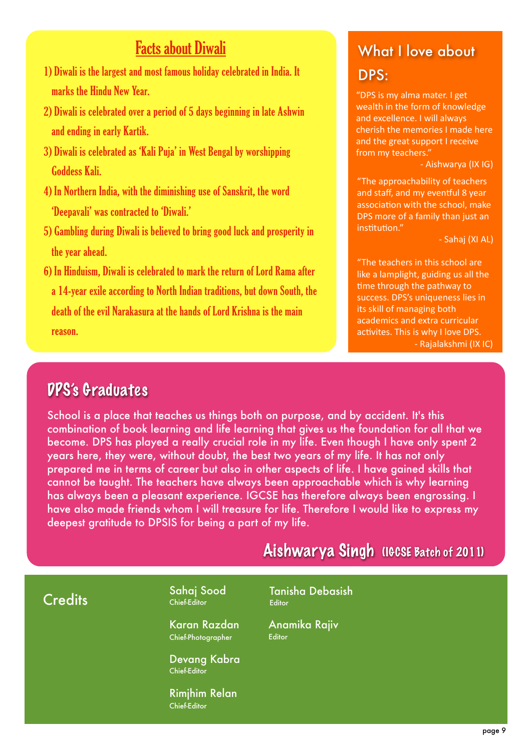## Facts about Diwali

1) Diwali is the largest and most famous holiday celebrated in India. It marks the Hindu New Year.
2) Diwali is celebrated over a period of 5 days beginning in late Ashwin and ending in early Kartik.
3) Diwali is celebrated as 'Kali Puja' in West Bengal by worshipping Goddess Kali.
4) In Northern India, with the diminishing use of Sanskrit, the word 'Deepavali' was contracted to 'Diwali.'
5) Gambling during Diwali is believed to bring good luck and prosperity in the year ahead.
6) In Hinduism, Diwali is celebrated to mark the return of Lord Rama after a 14-year exile according to North Indian traditions, but down South, the death of the evil Narakasura at the hands of Lord Krishna is the main reason.

## What I love about DPS:

"DPS is my alma mater. I get wealth in the form of knowledge and excellence. I will always cherish the memories I made here and the great support I receive from my teachers."

- Aishwarya (IX IG)

"The approachability of teachers and staff, and my eventful 8 year association with the school, make DPS more of a family than just an institution."

- Sahaj (XI AL)

"The teachers in this school are like a lamplight, guiding us all the time through the pathway to success. DPS's uniqueness lies in its skill of managing both academics and extra curricular activites. This is why I love DPS.

- Rajalakshmi (IX IC)

## DPS's Graduates

School is a place that teaches us things both on purpose, and by accident. It's this combination of book learning and life learning that gives us the foundation for all that we become. DPS has played a really crucial role in my life. Even though I have only spent 2 years here, they were, without doubt, the best two years of my life. It has not only prepared me in terms of career but also in other aspects of life. I have gained skills that cannot be taught. The teachers have always been approachable which is why learning has always been a pleasant experience. IGCSE has therefore always been engrossing. I have also made friends whom I will treasure for life. Therefore I would like to express my deepest gratitude to DPSIS for being a part of my life.

**Aishwarya Singh** (IGCSE Batch of 2011)

## Credits

Sahaj Sood
Chief-Editor

Karan Razdan
Chief-Photographer

Devang Kabra
Chief-Editor

Rimjhim Relan
Chief-Editor

Tanisha Debasish
Editor

Anamika Rajiv
Editor